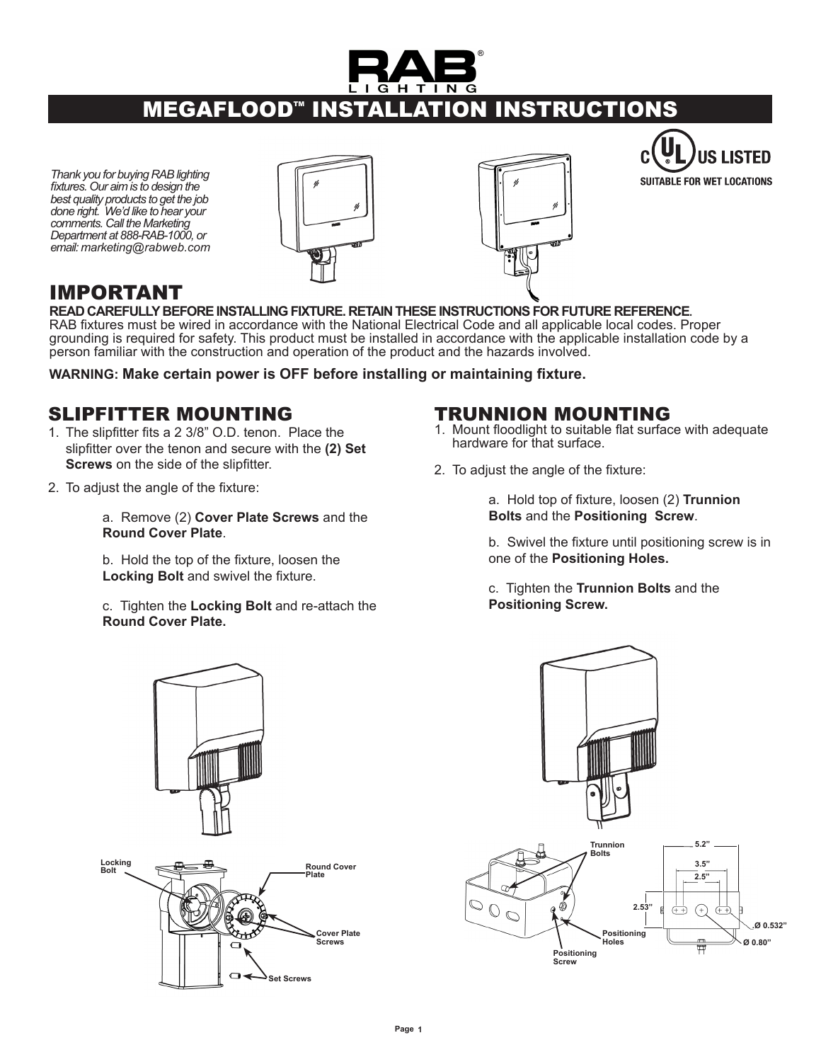# MEGAFLOOD™ INSTALLATION INSTRUCTIONS

*Thank you for buying RAB lighting fixtures. Our aim is to design the best quality products to get the job done right. We'd like to hear your comments. Call the Marketing Department at 888-RAB-1000, or email: marketing@rabweb.com*

c UL US LISTED
SUITABLE FOR WET LOCATIONS

## IMPORTANT

**READ CAREFULLY BEFORE INSTALLING FIXTURE. RETAIN THESE INSTRUCTIONS FOR FUTURE REFERENCE.**
RAB fixtures must be wired in accordance with the National Electrical Code and all applicable local codes. Proper grounding is required for safety. This product must be installed in accordance with the applicable installation code by a person familiar with the construction and operation of the product and the hazards involved.

**WARNING: Make certain power is OFF before installing or maintaining fixture.**

## SLIPFITTER MOUNTING

1. The slipfitter fits a 2 3/8" O.D. tenon. Place the slipfitter over the tenon and secure with the **(2) Set Screws** on the side of the slipfitter.
2. To adjust the angle of the fixture:

   a. Remove (2) **Cover Plate Screws** and the **Round Cover Plate**.

   b. Hold the top of the fixture, loosen the **Locking Bolt** and swivel the fixture.

   c. Tighten the **Locking Bolt** and re-attach the **Round Cover Plate.**

Locking Bolt
Round Cover Plate
Cover Plate Screws
Set Screws

## TRUNNION MOUNTING

1. Mount floodlight to suitable flat surface with adequate hardware for that surface.
2. To adjust the angle of the fixture:

   a. Hold top of fixture, loosen (2) **Trunnion Bolts** and the **Positioning Screw**.

   b. Swivel the fixture until positioning screw is in one of the **Positioning Holes.**

   c. Tighten the **Trunnion Bolts** and the **Positioning Screw.**

Trunnion Bolts
Positioning Holes
Positioning Screw
5.2"
3.5"
2.5"
2.53"
Ø 0.532"
Ø 0.80"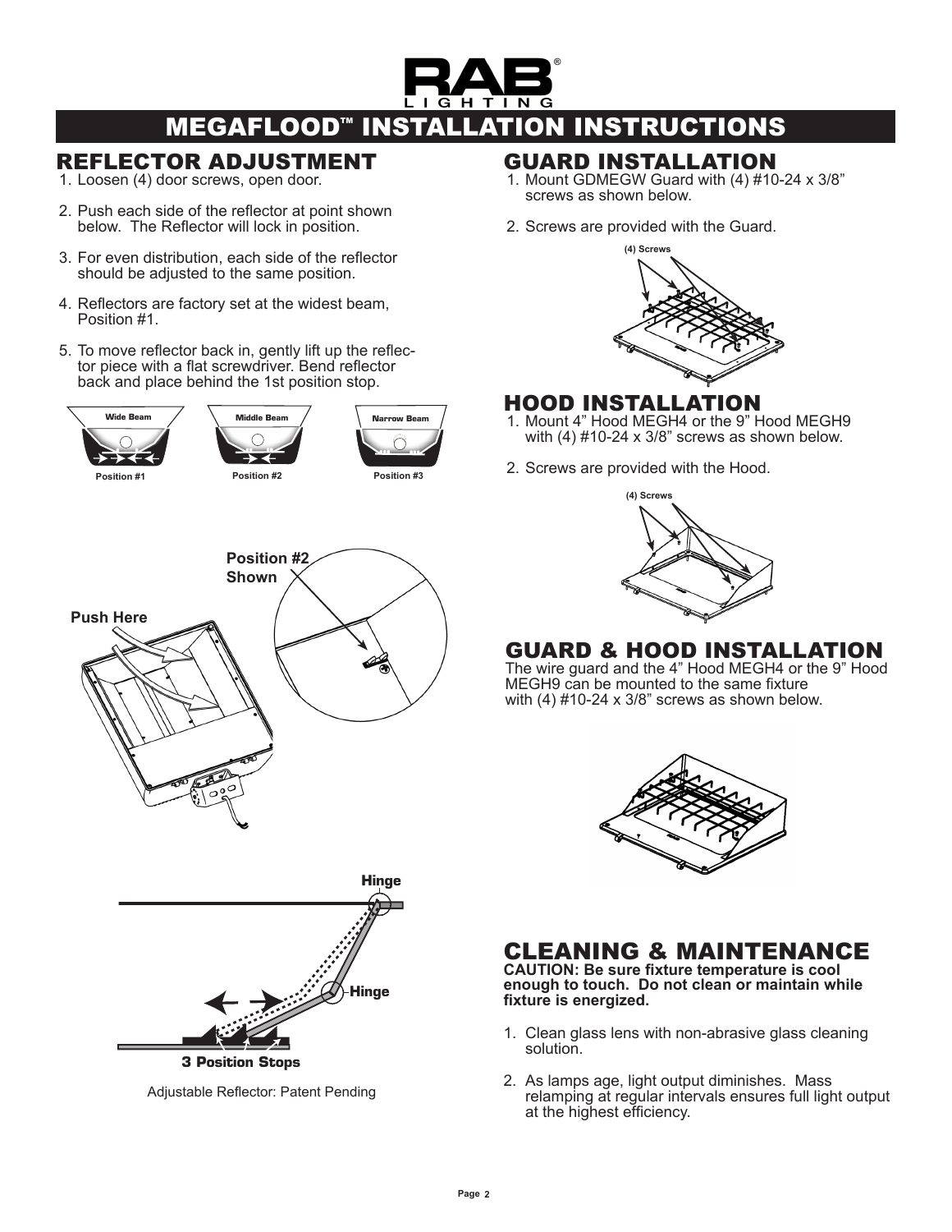# MEGAFLOOD™ INSTALLATION INSTRUCTIONS

## REFLECTOR ADJUSTMENT

1. Loosen (4) door screws, open door.
2. Push each side of the reflector at point shown below. The Reflector will lock in position.
3. For even distribution, each side of the reflector should be adjusted to the same position.
4. Reflectors are factory set at the widest beam, Position #1.
5. To move reflector back in, gently lift up the reflector piece with a flat screwdriver. Bend reflector back and place behind the 1st position stop.

Wide Beam — Position #1

Middle Beam — Position #2

Narrow Beam — Position #3

Push Here

Position #2 Shown

Hinge

Hinge

3 Position Stops

Adjustable Reflector: Patent Pending

## GUARD INSTALLATION

1. Mount GDMEGW Guard with (4) #10-24 x 3/8” screws as shown below.
2. Screws are provided with the Guard.

(4) Screws

## HOOD INSTALLATION

1. Mount 4” Hood MEGH4 or the 9” Hood MEGH9 with (4) #10-24 x 3/8” screws as shown below.
2. Screws are provided with the Hood.

(4) Screws

## GUARD & HOOD INSTALLATION

The wire guard and the 4” Hood MEGH4 or the 9” Hood MEGH9 can be mounted to the same fixture with (4) #10-24 x 3/8” screws as shown below.

## CLEANING & MAINTENANCE

**CAUTION: Be sure fixture temperature is cool enough to touch. Do not clean or maintain while fixture is energized.**

1. Clean glass lens with non-abrasive glass cleaning solution.
2. As lamps age, light output diminishes. Mass relamping at regular intervals ensures full light output at the highest efficiency.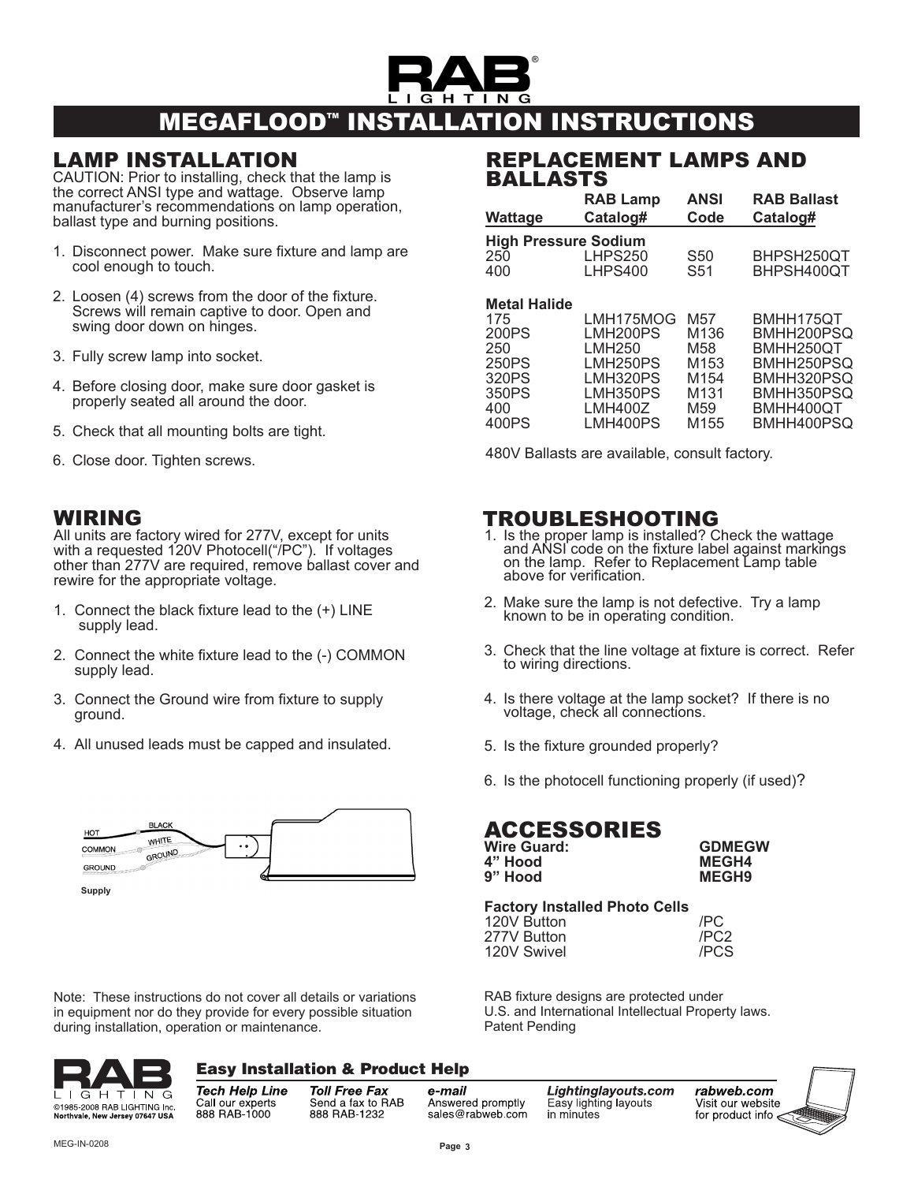# MEGAFLOOD™ INSTALLATION INSTRUCTIONS

## LAMP INSTALLATION

CAUTION: Prior to installing, check that the lamp is the correct ANSI type and wattage. Observe lamp manufacturer's recommendations on lamp operation, ballast type and burning positions.

1. Disconnect power. Make sure fixture and lamp are cool enough to touch.
2. Loosen (4) screws from the door of the fixture. Screws will remain captive to door. Open and swing door down on hinges.
3. Fully screw lamp into socket.
4. Before closing door, make sure door gasket is properly seated all around the door.
5. Check that all mounting bolts are tight.
6. Close door. Tighten screws.

## WIRING

All units are factory wired for 277V, except for units with a requested 120V Photocell("/PC"). If voltages other than 277V are required, remove ballast cover and rewire for the appropriate voltage.

1. Connect the black fixture lead to the (+) LINE supply lead.
2. Connect the white fixture lead to the (-) COMMON supply lead.
3. Connect the Ground wire from fixture to supply ground.
4. All unused leads must be capped and insulated.

HOT
COMMON
GROUND
BLACK
WHITE
GROUND
Supply

Note: These instructions do not cover all details or variations in equipment nor do they provide for every possible situation during installation, operation or maintenance.

## REPLACEMENT LAMPS AND BALLASTS

| Wattage | RAB Lamp Catalog# | ANSI Code | RAB Ballast Catalog# |
|---|---|---|---|
| **High Pressure Sodium** | | | |
| 250 | LHPS250 | S50 | BHPSH250QT |
| 400 | LHPS400 | S51 | BHPSH400QT |
| **Metal Halide** | | | |
| 175 | LMH175MOG | M57 | BMHH175QT |
| 200PS | LMH200PS | M136 | BMHH200PSQ |
| 250 | LMH250 | M58 | BMHH250QT |
| 250PS | LMH250PS | M153 | BMHH250PSQ |
| 320PS | LMH320PS | M154 | BMHH320PSQ |
| 350PS | LMH350PS | M131 | BMHH350PSQ |
| 400 | LMH400Z | M59 | BMHH400QT |
| 400PS | LMH400PS | M155 | BMHH400PSQ |

480V Ballasts are available, consult factory.

## TROUBLESHOOTING

1. Is the proper lamp is installed? Check the wattage and ANSI code on the fixture label against markings on the lamp. Refer to Replacement Lamp table above for verification.
2. Make sure the lamp is not defective. Try a lamp known to be in operating condition.
3. Check that the line voltage at fixture is correct. Refer to wiring directions.
4. Is there voltage at the lamp socket? If there is no voltage, check all connections.
5. Is the fixture grounded properly?
6. Is the photocell functioning properly (if used)?

## ACCESSORIES

| | |
|---|---|
| **Wire Guard:** | **GDMEGW** |
| **4" Hood** | **MEGH4** |
| **9" Hood** | **MEGH9** |

**Factory Installed Photo Cells**

| | |
|---|---|
| 120V Button | /PC |
| 277V Button | /PC2 |
| 120V Swivel | /PCS |

RAB fixture designs are protected under U.S. and International Intellectual Property laws. Patent Pending

### Easy Installation & Product Help

**Tech Help Line** Call our experts 888 RAB-1000

**Toll Free Fax** Send a fax to RAB 888 RAB-1232

**e-mail** Answered promptly sales@rabweb.com

**Lightinglayouts.com** Easy lighting layouts in minutes

**rabweb.com** Visit our website for product info

©1985-2008 RAB LIGHTING Inc. Northvale, New Jersey 07647 USA

MEG-IN-0208